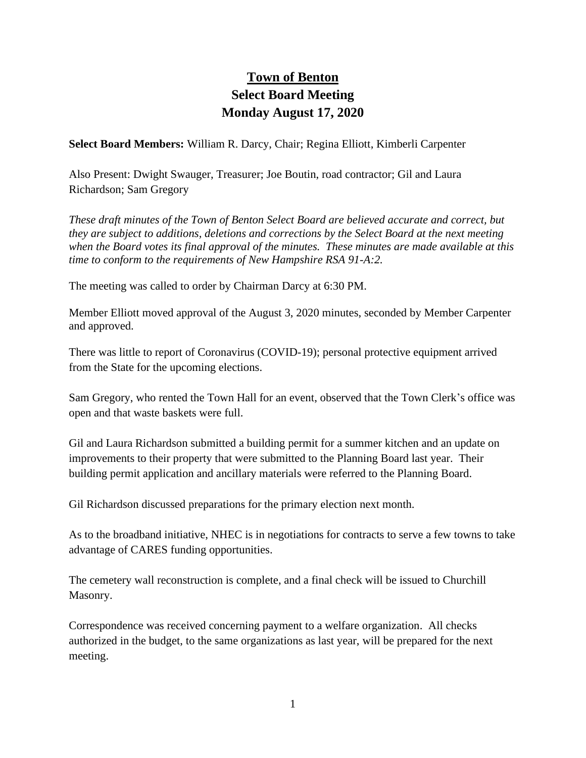# Town of Benton
## Select Board Meeting
## Monday August 17, 2020

**Select Board Members:** William R. Darcy, Chair; Regina Elliott, Kimberli Carpenter

Also Present: Dwight Swauger, Treasurer; Joe Boutin, road contractor; Gil and Laura Richardson; Sam Gregory

*These draft minutes of the Town of Benton Select Board are believed accurate and correct, but they are subject to additions, deletions and corrections by the Select Board at the next meeting when the Board votes its final approval of the minutes. These minutes are made available at this time to conform to the requirements of New Hampshire RSA 91-A:2.*

The meeting was called to order by Chairman Darcy at 6:30 PM.

Member Elliott moved approval of the August 3, 2020 minutes, seconded by Member Carpenter and approved.

There was little to report of Coronavirus (COVID-19); personal protective equipment arrived from the State for the upcoming elections.

Sam Gregory, who rented the Town Hall for an event, observed that the Town Clerk's office was open and that waste baskets were full.

Gil and Laura Richardson submitted a building permit for a summer kitchen and an update on improvements to their property that were submitted to the Planning Board last year. Their building permit application and ancillary materials were referred to the Planning Board.

Gil Richardson discussed preparations for the primary election next month.

As to the broadband initiative, NHEC is in negotiations for contracts to serve a few towns to take advantage of CARES funding opportunities.

The cemetery wall reconstruction is complete, and a final check will be issued to Churchill Masonry.

Correspondence was received concerning payment to a welfare organization. All checks authorized in the budget, to the same organizations as last year, will be prepared for the next meeting.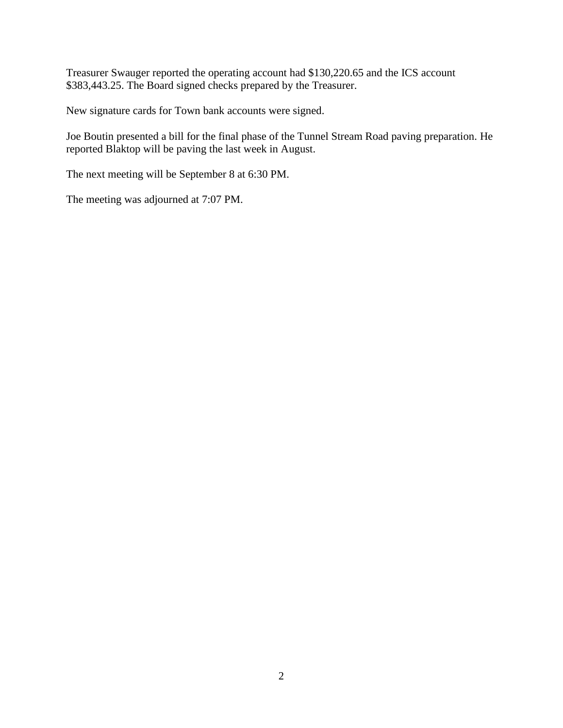Treasurer Swauger reported the operating account had $130,220.65 and the ICS account $383,443.25. The Board signed checks prepared by the Treasurer.

New signature cards for Town bank accounts were signed.

Joe Boutin presented a bill for the final phase of the Tunnel Stream Road paving preparation. He reported Blaktop will be paving the last week in August.

The next meeting will be September 8 at 6:30 PM.

The meeting was adjourned at 7:07 PM.